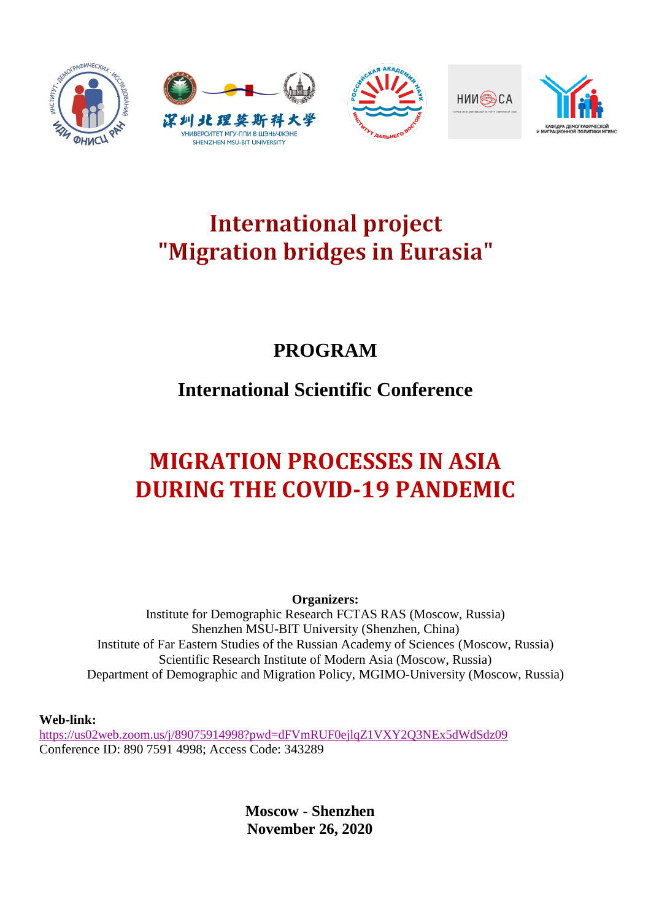# International project "Migration bridges in Eurasia"

## PROGRAM

## International Scientific Conference

# MIGRATION PROCESSES IN ASIA DURING THE COVID-19 PANDEMIC

**Organizers:**
Institute for Demographic Research FCTAS RAS (Moscow, Russia)
Shenzhen MSU-BIT University (Shenzhen, China)
Institute of Far Eastern Studies of the Russian Academy of Sciences (Moscow, Russia)
Scientific Research Institute of Modern Asia (Moscow, Russia)
Department of Demographic and Migration Policy, MGIMO-University (Moscow, Russia)

**Web-link:**
https://us02web.zoom.us/j/89075914998?pwd=dFVmRUF0ejlqZ1VXY2Q3NEx5dWdSdz09
Conference ID: 890 7591 4998; Access Code: 343289

**Moscow - Shenzhen**
**November 26, 2020**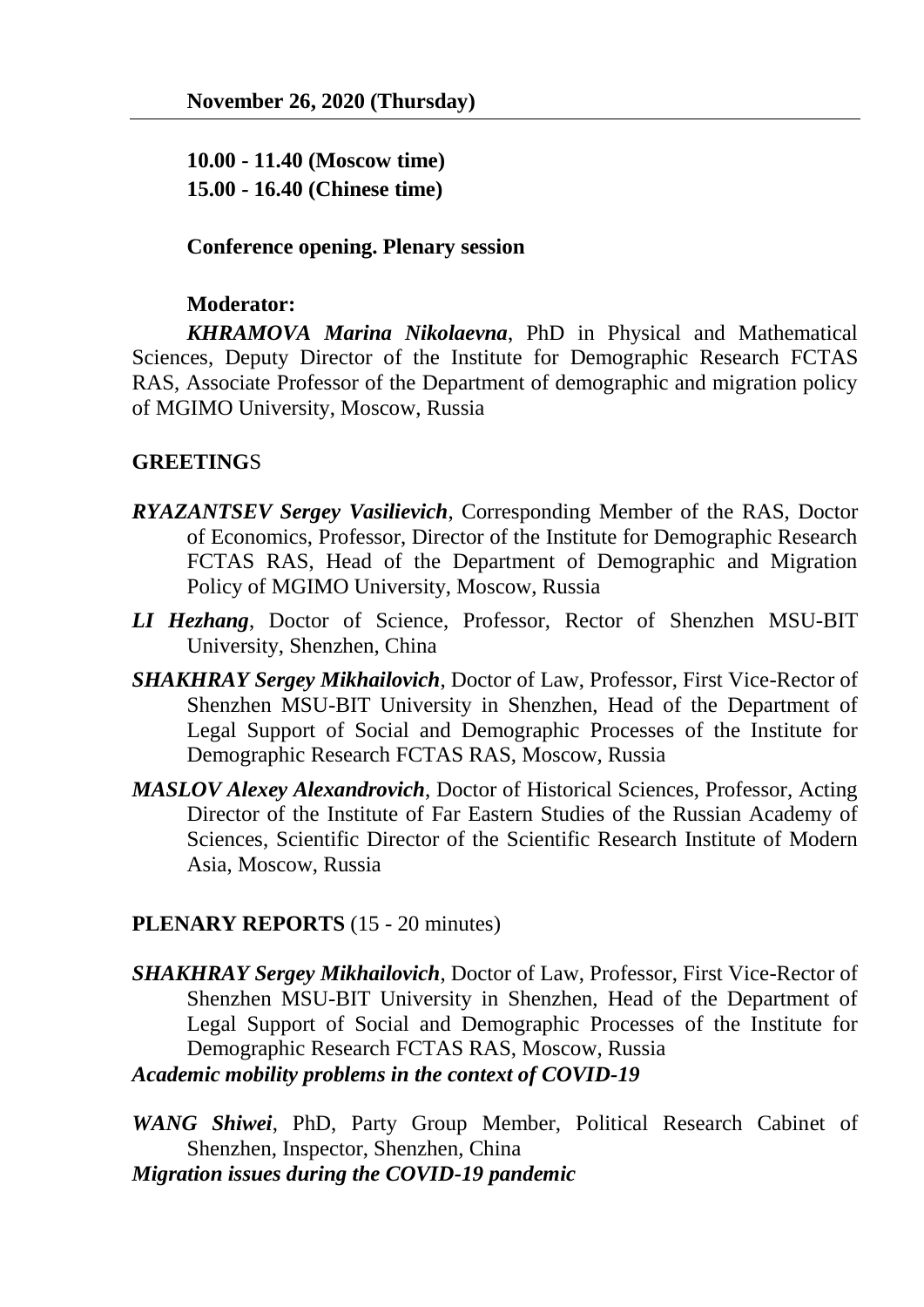**November 26, 2020 (Thursday)**

**10.00 - 11.40 (Moscow time)**
**15.00 - 16.40 (Chinese time)**

**Conference opening. Plenary session**

**Moderator:**

***KHRAMOVA Marina Nikolaevna***, PhD in Physical and Mathematical Sciences, Deputy Director of the Institute for Demographic Research FCTAS RAS, Associate Professor of the Department of demographic and migration policy of MGIMO University, Moscow, Russia

**GREETINGS**

***RYAZANTSEV Sergey Vasilievich***, Corresponding Member of the RAS, Doctor of Economics, Professor, Director of the Institute for Demographic Research FCTAS RAS, Head of the Department of Demographic and Migration Policy of MGIMO University, Moscow, Russia

***LI Hezhang***, Doctor of Science, Professor, Rector of Shenzhen MSU-BIT University, Shenzhen, China

***SHAKHRAY Sergey Mikhailovich***, Doctor of Law, Professor, First Vice-Rector of Shenzhen MSU-BIT University in Shenzhen, Head of the Department of Legal Support of Social and Demographic Processes of the Institute for Demographic Research FCTAS RAS, Moscow, Russia

***MASLOV Alexey Alexandrovich***, Doctor of Historical Sciences, Professor, Acting Director of the Institute of Far Eastern Studies of the Russian Academy of Sciences, Scientific Director of the Scientific Research Institute of Modern Asia, Moscow, Russia

**PLENARY REPORTS** (15 - 20 minutes)

***SHAKHRAY Sergey Mikhailovich***, Doctor of Law, Professor, First Vice-Rector of Shenzhen MSU-BIT University in Shenzhen, Head of the Department of Legal Support of Social and Demographic Processes of the Institute for Demographic Research FCTAS RAS, Moscow, Russia
***Academic mobility problems in the context of COVID-19***

***WANG Shiwei***, PhD, Party Group Member, Political Research Cabinet of Shenzhen, Inspector, Shenzhen, China
***Migration issues during the COVID-19 pandemic***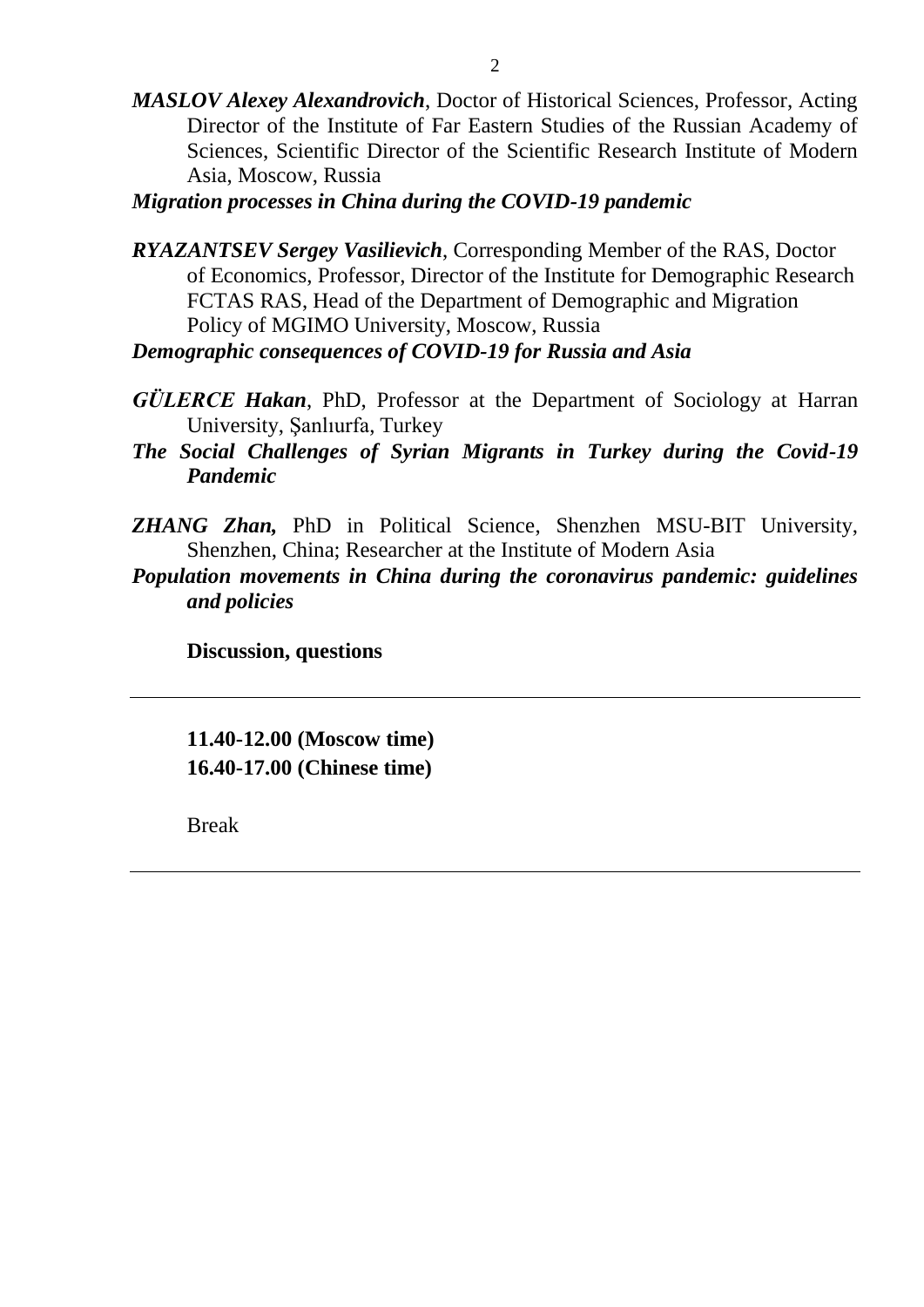***MASLOV Alexey Alexandrovich***, Doctor of Historical Sciences, Professor, Acting Director of the Institute of Far Eastern Studies of the Russian Academy of Sciences, Scientific Director of the Scientific Research Institute of Modern Asia, Moscow, Russia

***Migration processes in China during the COVID-19 pandemic***

***RYAZANTSEV Sergey Vasilievich***, Corresponding Member of the RAS, Doctor of Economics, Professor, Director of the Institute for Demographic Research FCTAS RAS, Head of the Department of Demographic and Migration Policy of MGIMO University, Moscow, Russia

***Demographic consequences of COVID-19 for Russia and Asia***

***GÜLERCE Hakan***, PhD, Professor at the Department of Sociology at Harran University, Şanlıurfa, Turkey

***The Social Challenges of Syrian Migrants in Turkey during the Covid-19 Pandemic***

***ZHANG Zhan,*** PhD in Political Science, Shenzhen MSU-BIT University, Shenzhen, China; Researcher at the Institute of Modern Asia

***Population movements in China during the coronavirus pandemic: guidelines and policies***

**Discussion, questions**

---

**11.40-12.00 (Moscow time)**
**16.40-17.00 (Chinese time)**

Break

---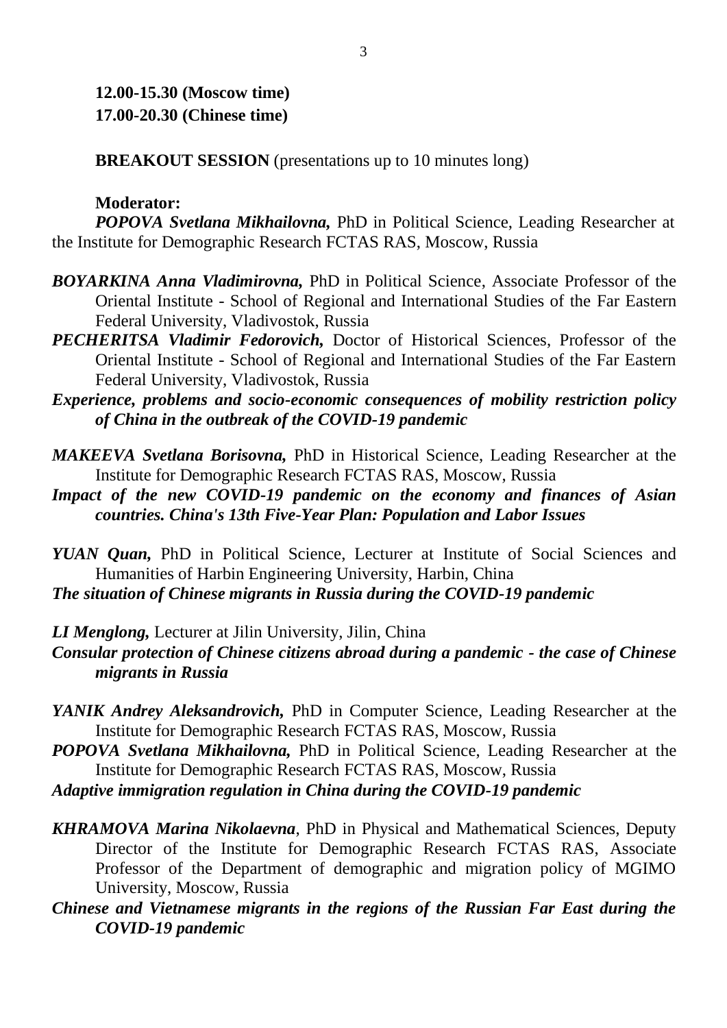**12.00-15.30 (Moscow time)**
**17.00-20.30 (Chinese time)**

**BREAKOUT SESSION** (presentations up to 10 minutes long)

**Moderator:**
***POPOVA Svetlana Mikhailovna,*** PhD in Political Science, Leading Researcher at the Institute for Demographic Research FCTAS RAS, Moscow, Russia

***BOYARKINA Anna Vladimirovna,*** PhD in Political Science, Associate Professor of the Oriental Institute - School of Regional and International Studies of the Far Eastern Federal University, Vladivostok, Russia

***PECHERITSA Vladimir Fedorovich,*** Doctor of Historical Sciences, Professor of the Oriental Institute - School of Regional and International Studies of the Far Eastern Federal University, Vladivostok, Russia

***Experience, problems and socio-economic consequences of mobility restriction policy of China in the outbreak of the COVID-19 pandemic***

***MAKEEVA Svetlana Borisovna,*** PhD in Historical Science, Leading Researcher at the Institute for Demographic Research FCTAS RAS, Moscow, Russia

***Impact of the new COVID-19 pandemic on the economy and finances of Asian countries. China's 13th Five-Year Plan: Population and Labor Issues***

***YUAN Quan,*** PhD in Political Science, Lecturer at Institute of Social Sciences and Humanities of Harbin Engineering University, Harbin, China

***The situation of Chinese migrants in Russia during the COVID-19 pandemic***

***LI Menglong,*** Lecturer at Jilin University, Jilin, China

***Consular protection of Chinese citizens abroad during a pandemic - the case of Chinese migrants in Russia***

***YANIK Andrey Aleksandrovich,*** PhD in Computer Science, Leading Researcher at the Institute for Demographic Research FCTAS RAS, Moscow, Russia

***POPOVA Svetlana Mikhailovna,*** PhD in Political Science, Leading Researcher at the Institute for Demographic Research FCTAS RAS, Moscow, Russia

***Adaptive immigration regulation in China during the COVID-19 pandemic***

***KHRAMOVA Marina Nikolaevna***, PhD in Physical and Mathematical Sciences, Deputy Director of the Institute for Demographic Research FCTAS RAS, Associate Professor of the Department of demographic and migration policy of MGIMO University, Moscow, Russia

***Chinese and Vietnamese migrants in the regions of the Russian Far East during the COVID-19 pandemic***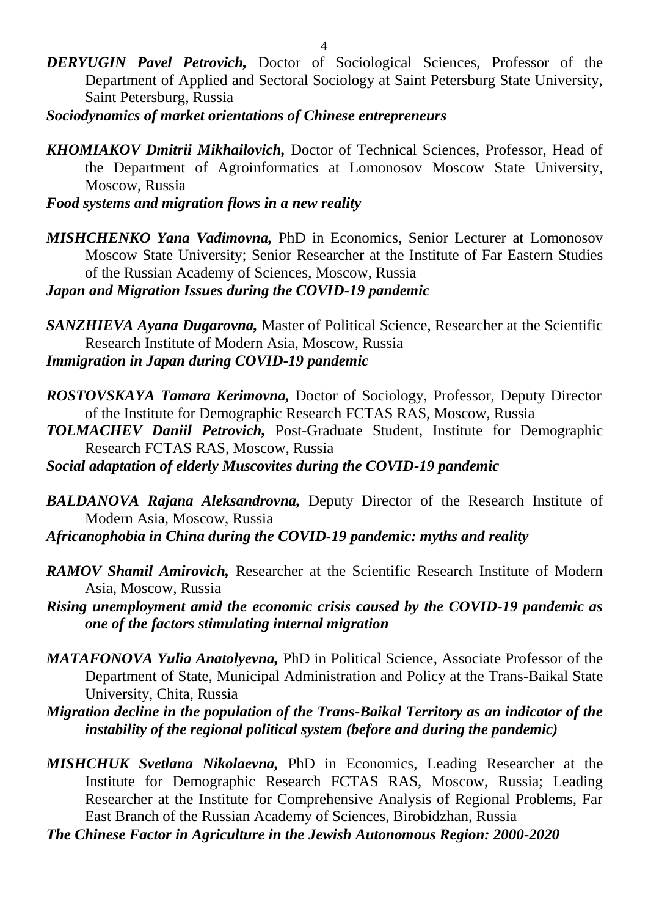***DERYUGIN Pavel Petrovich,*** Doctor of Sociological Sciences, Professor of the Department of Applied and Sectoral Sociology at Saint Petersburg State University, Saint Petersburg, Russia

***Sociodynamics of market orientations of Chinese entrepreneurs***

***KHOMIAKOV Dmitrii Mikhailovich,*** Doctor of Technical Sciences, Professor, Head of the Department of Agroinformatics at Lomonosov Moscow State University, Moscow, Russia

***Food systems and migration flows in a new reality***

***MISHCHENKO Yana Vadimovna,*** PhD in Economics, Senior Lecturer at Lomonosov Moscow State University; Senior Researcher at the Institute of Far Eastern Studies of the Russian Academy of Sciences, Moscow, Russia

***Japan and Migration Issues during the COVID-19 pandemic***

***SANZHIEVA Ayana Dugarovna,*** Master of Political Science, Researcher at the Scientific Research Institute of Modern Asia, Moscow, Russia

***Immigration in Japan during COVID-19 pandemic***

***ROSTOVSKAYA Tamara Kerimovna,*** Doctor of Sociology, Professor, Deputy Director of the Institute for Demographic Research FCTAS RAS, Moscow, Russia

***TOLMACHEV Daniil Petrovich,*** Post-Graduate Student, Institute for Demographic Research FCTAS RAS, Moscow, Russia

***Social adaptation of elderly Muscovites during the COVID-19 pandemic***

***BALDANOVA Rajana Aleksandrovna,*** Deputy Director of the Research Institute of Modern Asia, Moscow, Russia

***Africanophobia in China during the COVID-19 pandemic: myths and reality***

***RAMOV Shamil Amirovich,*** Researcher at the Scientific Research Institute of Modern Asia, Moscow, Russia

***Rising unemployment amid the economic crisis caused by the COVID-19 pandemic as one of the factors stimulating internal migration***

***MATAFONOVA Yulia Anatolyevna,*** PhD in Political Science, Associate Professor of the Department of State, Municipal Administration and Policy at the Trans-Baikal State University, Chita, Russia

***Migration decline in the population of the Trans-Baikal Territory as an indicator of the instability of the regional political system (before and during the pandemic)***

***MISHCHUK Svetlana Nikolaevna,*** PhD in Economics, Leading Researcher at the Institute for Demographic Research FCTAS RAS, Moscow, Russia; Leading Researcher at the Institute for Comprehensive Analysis of Regional Problems, Far East Branch of the Russian Academy of Sciences, Birobidzhan, Russia

***The Chinese Factor in Agriculture in the Jewish Autonomous Region: 2000-2020***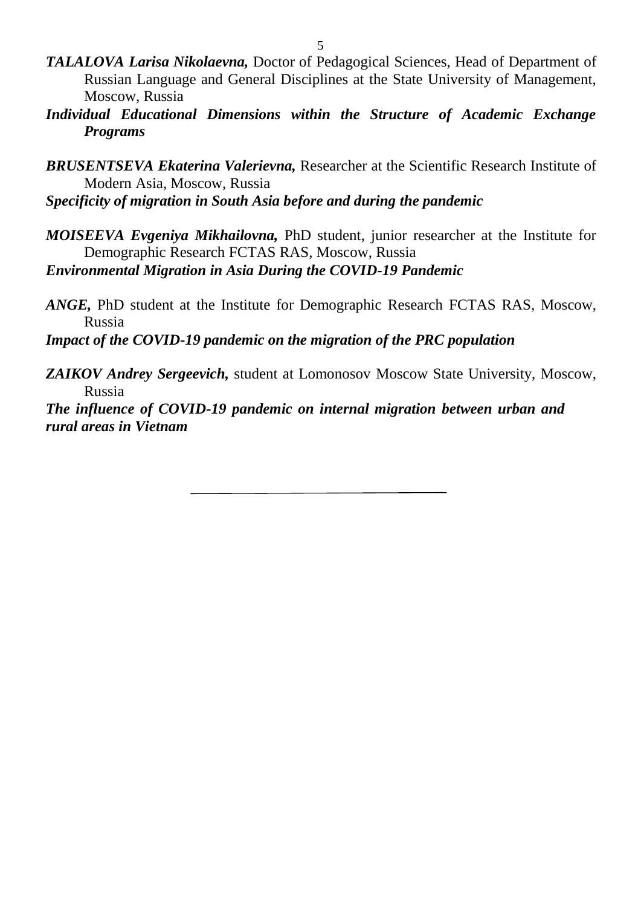***TALALOVA Larisa Nikolaevna,*** Doctor of Pedagogical Sciences, Head of Department of Russian Language and General Disciplines at the State University of Management, Moscow, Russia

***Individual Educational Dimensions within the Structure of Academic Exchange Programs***

***BRUSENTSEVA Ekaterina Valerievna,*** Researcher at the Scientific Research Institute of Modern Asia, Moscow, Russia

***Specificity of migration in South Asia before and during the pandemic***

***MOISEEVA Evgeniya Mikhailovna,*** PhD student, junior researcher at the Institute for Demographic Research FCTAS RAS, Moscow, Russia

***Environmental Migration in Asia During the COVID-19 Pandemic***

***ANGE,*** PhD student at the Institute for Demographic Research FCTAS RAS, Moscow, Russia

***Impact of the COVID-19 pandemic on the migration of the PRC population***

***ZAIKOV Andrey Sergeevich,*** student at Lomonosov Moscow State University, Moscow, Russia

***The influence of COVID-19 pandemic on internal migration between urban and rural areas in Vietnam***

---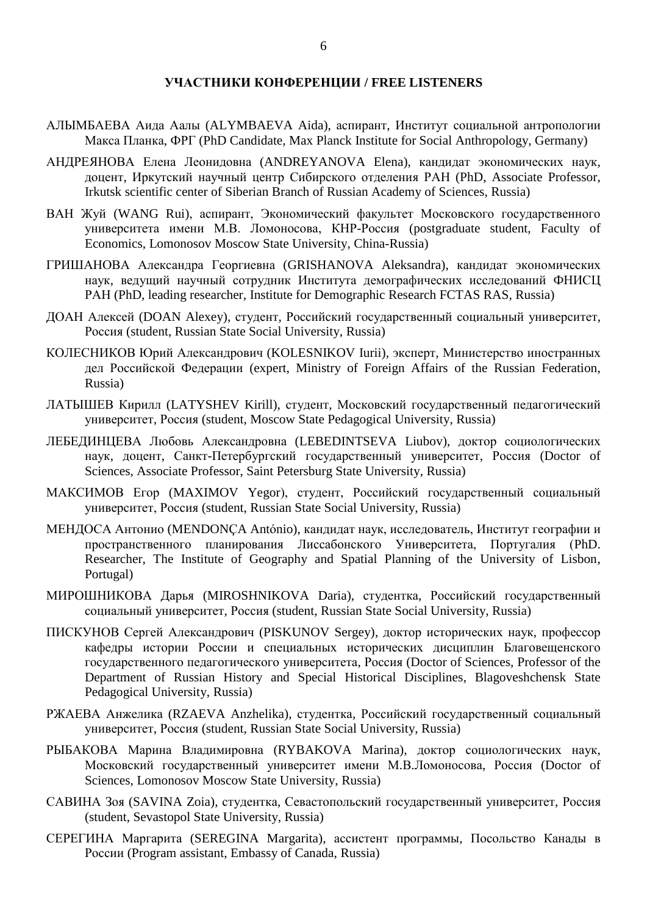## УЧАСТНИКИ КОНФЕРЕНЦИИ / FREE LISTENERS

АЛЫМБАЕВА Аида Аалы (ALYMBAEVA Aida), аспирант, Институт социальной антропологии Макса Планка, ФРГ (PhD Candidate, Max Planck Institute for Social Anthropology, Germany)

АНДРЕЯНОВА Елена Леонидовна (ANDREYANOVA Elena), кандидат экономических наук, доцент, Иркутский научный центр Сибирского отделения РАН (PhD, Associate Professor, Irkutsk scientific center of Siberian Branch of Russian Academy of Sciences, Russia)

ВАН Жуй (WANG Rui), аспирант, Экономический факультет Московского государственного университета имени М.В. Ломоносова, КНР-Россия (postgraduate student, Faculty of Economics, Lomonosov Moscow State University, China-Russia)

ГРИШАНОВА Александра Георгиевна (GRISHANOVA Aleksandra), кандидат экономических наук, ведущий научный сотрудник Института демографических исследований ФНИСЦ РАН (PhD, leading researcher, Institute for Demographic Research FCTAS RAS, Russia)

ДОАН Алексей (DOAN Alexey), студент, Российский государственный социальный университет, Россия (student, Russian State Social University, Russia)

КОЛЕСНИКОВ Юрий Александрович (KOLESNIKOV Iurii), эксперт, Министерство иностранных дел Российской Федерации (expert, Ministry of Foreign Affairs of the Russian Federation, Russia)

ЛАТЫШЕВ Кирилл (LATYSHEV Kirill), студент, Московский государственный педагогический университет, Россия (student, Moscow State Pedagogical University, Russia)

ЛЕБЕДИНЦЕВА Любовь Александровна (LEBEDINTSEVA Liubov), доктор социологических наук, доцент, Санкт-Петербургский государственный университет, Россия (Doctor of Sciences, Associate Professor, Saint Petersburg State University, Russia)

МАКСИМОВ Егор (MAXIMOV Yegor), студент, Российский государственный социальный университет, Россия (student, Russian State Social University, Russia)

МЕНДОСА Антонио (MENDONÇA António), кандидат наук, исследователь, Институт географии и пространственного планирования Лиссабонского Университета, Португалия (PhD. Researcher, The Institute of Geography and Spatial Planning of the University of Lisbon, Portugal)

МИРОШНИКОВА Дарья (MIROSHNIKOVA Daria), студентка, Российский государственный социальный университет, Россия (student, Russian State Social University, Russia)

ПИСКУНОВ Сергей Александрович (PISKUNOV Sergey), доктор исторических наук, профессор кафедры истории России и специальных исторических дисциплин Благовещенского государственного педагогического университета, Россия (Doctor of Sciences, Professor of the Department of Russian History and Special Historical Disciplines, Blagoveshchensk State Pedagogical University, Russia)

РЖАЕВА Анжелика (RZAEVA Anzhelika), студентка, Российский государственный социальный университет, Россия (student, Russian State Social University, Russia)

РЫБАКОВА Марина Владимировна (RYBAKOVA Marina), доктор социологических наук, Московский государственный университет имени М.В.Ломоносова, Россия (Doctor of Sciences, Lomonosov Moscow State University, Russia)

САВИНА Зоя (SAVINA Zoia), студентка, Севастопольский государственный университет, Россия (student, Sevastopol State University, Russia)

СЕРЕГИНА Маргарита (SEREGINA Margarita), ассистент программы, Посольство Канады в России (Program assistant, Embassy of Canada, Russia)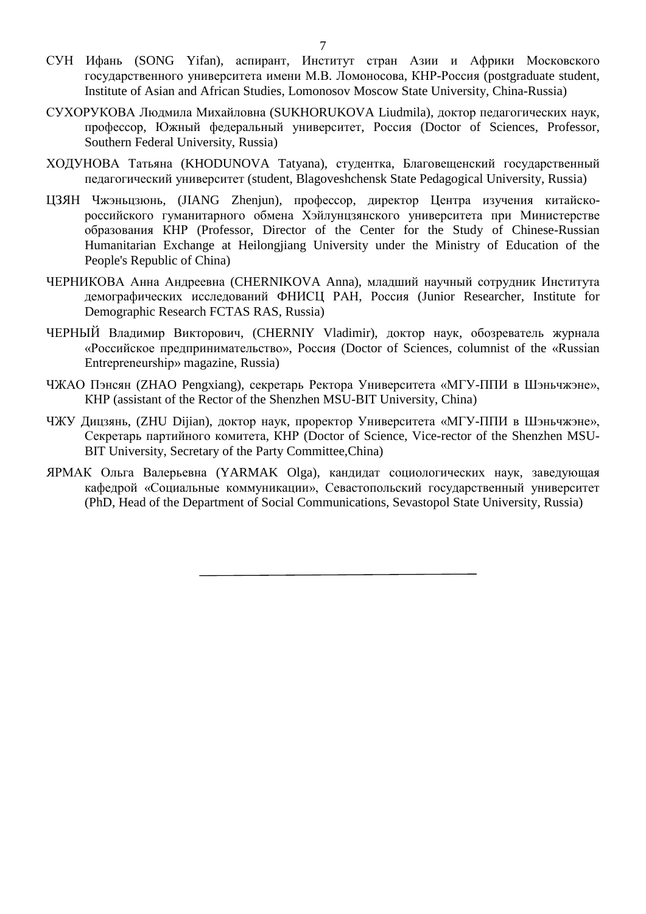СУН Ифань (SONG Yifan), аспирант, Институт стран Азии и Африки Московского государственного университета имени М.В. Ломоносова, КНР-Россия (postgraduate student, Institute of Asian and African Studies, Lomonosov Moscow State University, China-Russia)

СУХОРУКОВА Людмила Михайловна (SUKHORUKOVA Liudmila), доктор педагогических наук, профессор, Южный федеральный университет, Россия (Doctor of Sciences, Professor, Southern Federal University, Russia)

ХОДУНОВА Татьяна (KHODUNOVA Tatyana), студентка, Благовещенский государственный педагогический университет (student, Blagoveshchensk State Pedagogical University, Russia)

ЦЗЯН Чжэньцзюнь, (JIANG Zhenjun), профессор, директор Центра изучения китайско-российского гуманитарного обмена Хэйлунцзянского университета при Министерстве образования КНР (Professor, Director of the Center for the Study of Chinese-Russian Humanitarian Exchange at Heilongjiang University under the Ministry of Education of the People's Republic of China)

ЧЕРНИКОВА Анна Андреевна (CHERNIKOVA Anna), младший научный сотрудник Института демографических исследований ФНИСЦ РАН, Россия (Junior Researcher, Institute for Demographic Research FCTAS RAS, Russia)

ЧЕРНЫЙ Владимир Викторович, (CHERNIY Vladimir), доктор наук, обозреватель журнала «Российское предпринимательство», Россия (Doctor of Sciences, columnist of the «Russian Entrepreneurship» magazine, Russia)

ЧЖАО Пэнсян (ZHAO Pengxiang), секретарь Ректора Университета «МГУ-ППИ в Шэньчжэне», КНР (assistant of the Rector of the Shenzhen MSU-BIT University, China)

ЧЖУ Дицзянь, (ZHU Dijian), доктор наук, проректор Университета «МГУ-ППИ в Шэньчжэне», Секретарь партийного комитета, КНР (Doctor of Science, Vice-rector of the Shenzhen MSU-BIT University, Secretary of the Party Committee,China)

ЯРМАК Ольга Валерьевна (YARMAK Olga), кандидат социологических наук, заведующая кафедрой «Социальные коммуникации», Севастопольский государственный университет (PhD, Head of the Department of Social Communications, Sevastopol State University, Russia)

---